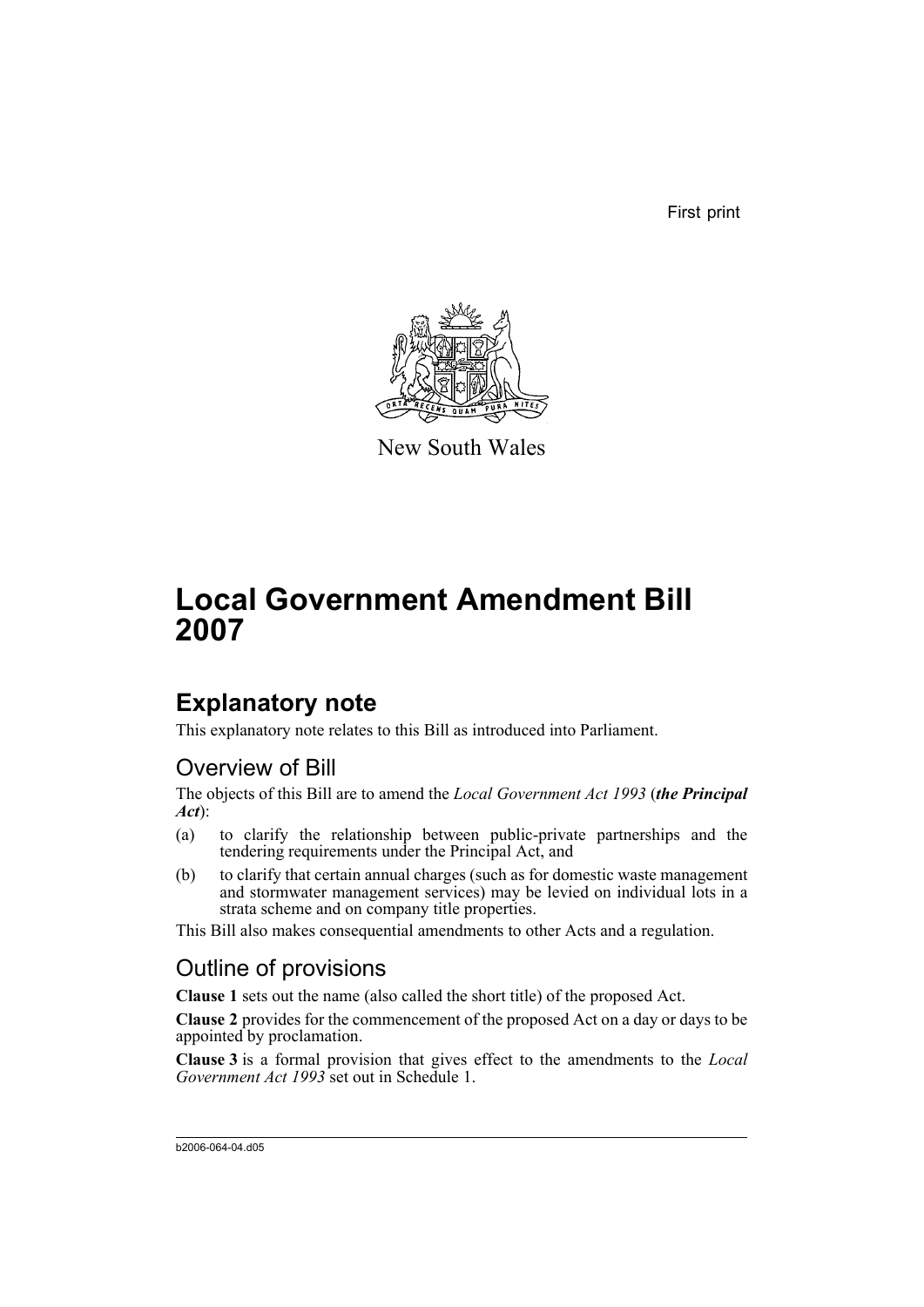First print

New South Wales

# Local Government Amendment Bill 2007

## Explanatory note

This explanatory note relates to this Bill as introduced into Parliament.

### Overview of Bill

The objects of this Bill are to amend the *Local Government Act 1993* (***the Principal Act***):

(a) to clarify the relationship between public-private partnerships and the tendering requirements under the Principal Act, and

(b) to clarify that certain annual charges (such as for domestic waste management and stormwater management services) may be levied on individual lots in a strata scheme and on company title properties.

This Bill also makes consequential amendments to other Acts and a regulation.

### Outline of provisions

**Clause 1** sets out the name (also called the short title) of the proposed Act.

**Clause 2** provides for the commencement of the proposed Act on a day or days to be appointed by proclamation.

**Clause 3** is a formal provision that gives effect to the amendments to the *Local Government Act 1993* set out in Schedule 1.

b2006-064-04.d05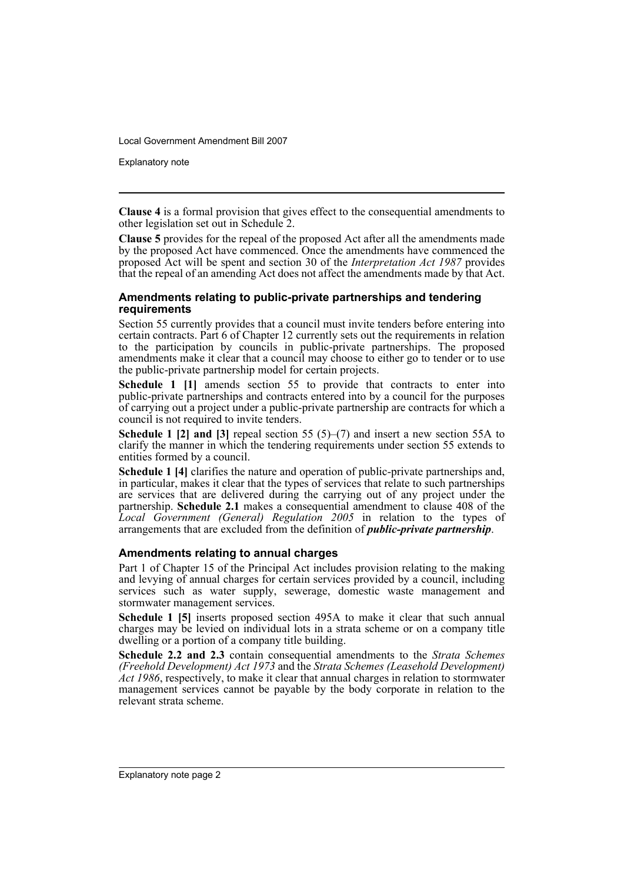**Clause 4** is a formal provision that gives effect to the consequential amendments to other legislation set out in Schedule 2.

**Clause 5** provides for the repeal of the proposed Act after all the amendments made by the proposed Act have commenced. Once the amendments have commenced the proposed Act will be spent and section 30 of the *Interpretation Act 1987* provides that the repeal of an amending Act does not affect the amendments made by that Act.

### Amendments relating to public-private partnerships and tendering requirements

Section 55 currently provides that a council must invite tenders before entering into certain contracts. Part 6 of Chapter 12 currently sets out the requirements in relation to the participation by councils in public-private partnerships. The proposed amendments make it clear that a council may choose to either go to tender or to use the public-private partnership model for certain projects.

**Schedule 1 [1]** amends section 55 to provide that contracts to enter into public-private partnerships and contracts entered into by a council for the purposes of carrying out a project under a public-private partnership are contracts for which a council is not required to invite tenders.

**Schedule 1 [2] and [3]** repeal section 55 (5)–(7) and insert a new section 55A to clarify the manner in which the tendering requirements under section 55 extends to entities formed by a council.

**Schedule 1 [4]** clarifies the nature and operation of public-private partnerships and, in particular, makes it clear that the types of services that relate to such partnerships are services that are delivered during the carrying out of any project under the partnership. **Schedule 2.1** makes a consequential amendment to clause 408 of the *Local Government (General) Regulation 2005* in relation to the types of arrangements that are excluded from the definition of ***public-private partnership***.

### Amendments relating to annual charges

Part 1 of Chapter 15 of the Principal Act includes provision relating to the making and levying of annual charges for certain services provided by a council, including services such as water supply, sewerage, domestic waste management and stormwater management services.

**Schedule 1 [5]** inserts proposed section 495A to make it clear that such annual charges may be levied on individual lots in a strata scheme or on a company title dwelling or a portion of a company title building.

**Schedule 2.2 and 2.3** contain consequential amendments to the *Strata Schemes (Freehold Development) Act 1973* and the *Strata Schemes (Leasehold Development) Act 1986*, respectively, to make it clear that annual charges in relation to stormwater management services cannot be payable by the body corporate in relation to the relevant strata scheme.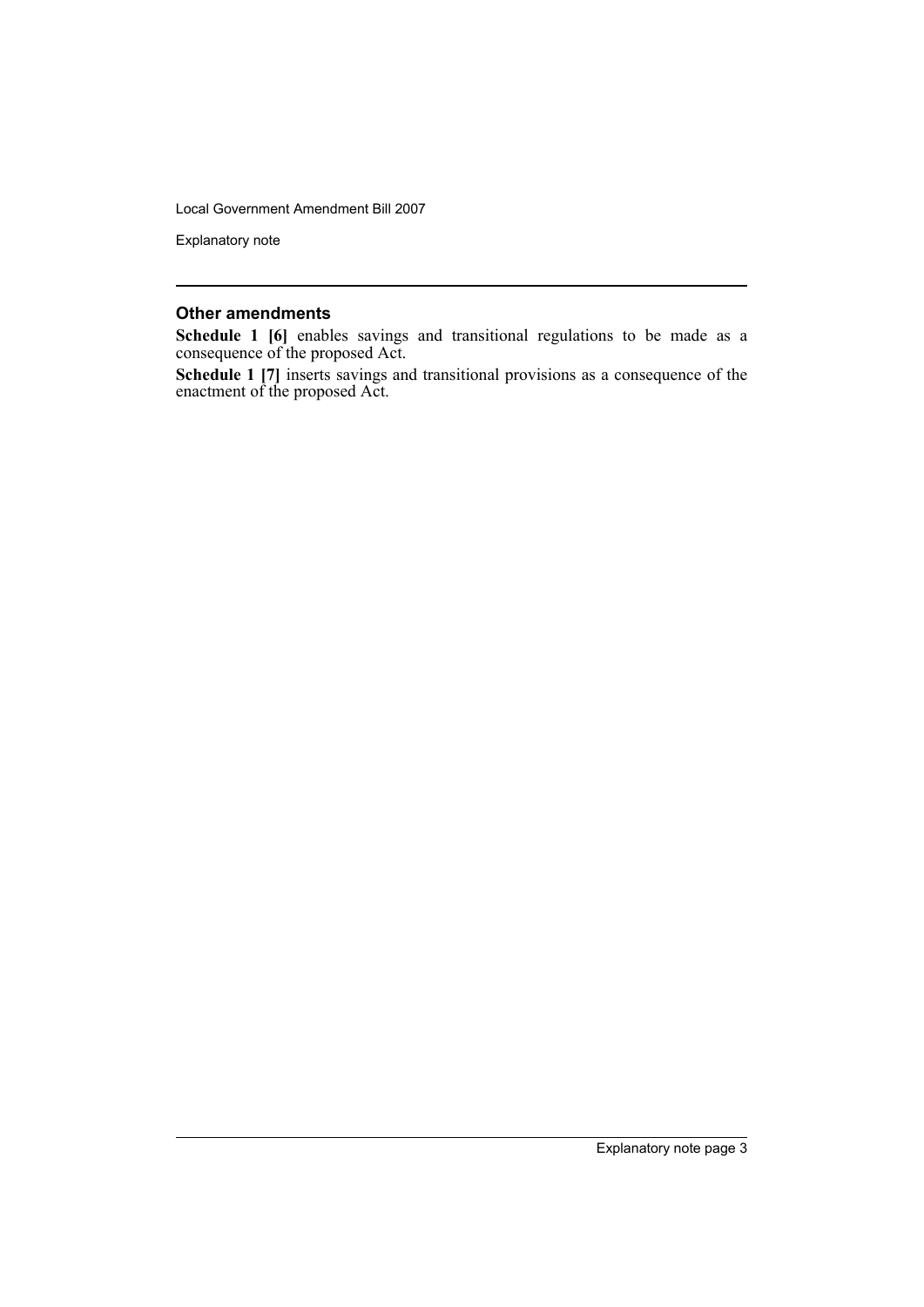## Other amendments

**Schedule 1 [6]** enables savings and transitional regulations to be made as a consequence of the proposed Act.

**Schedule 1 [7]** inserts savings and transitional provisions as a consequence of the enactment of the proposed Act.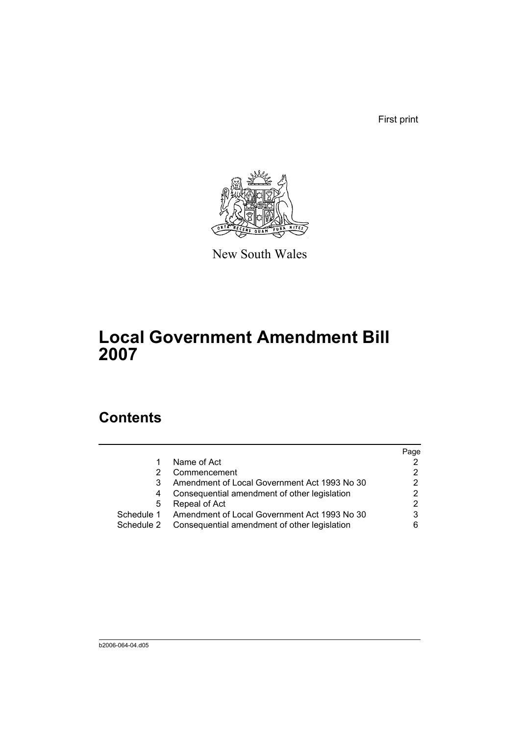First print

New South Wales

# Local Government Amendment Bill 2007

## Contents

| | | Page |
|---|---|---|
| 1 | Name of Act | 2 |
| 2 | Commencement | 2 |
| 3 | Amendment of Local Government Act 1993 No 30 | 2 |
| 4 | Consequential amendment of other legislation | 2 |
| 5 | Repeal of Act | 2 |
| Schedule 1 | Amendment of Local Government Act 1993 No 30 | 3 |
| Schedule 2 | Consequential amendment of other legislation | 6 |

b2006-064-04.d05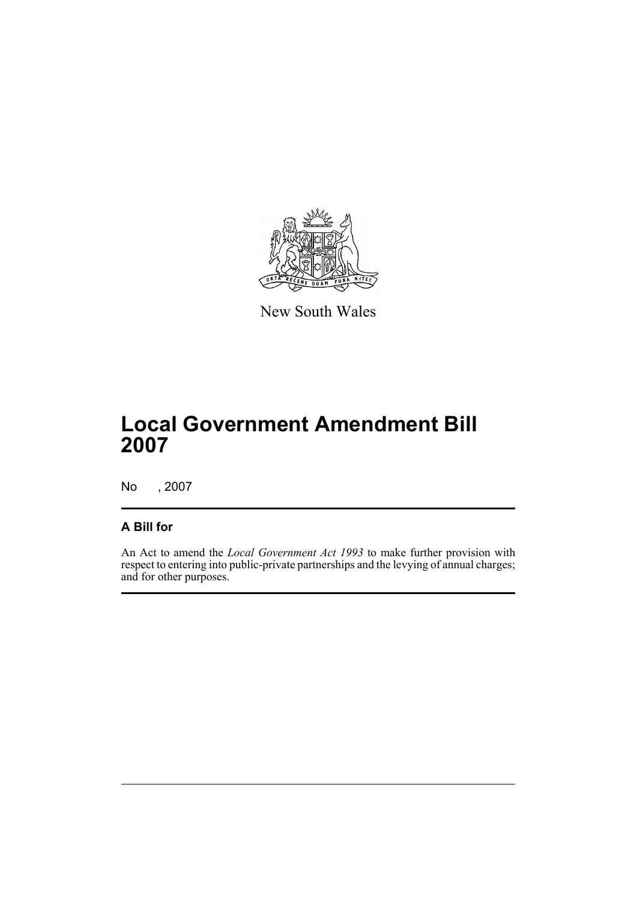New South Wales

# Local Government Amendment Bill 2007

No , 2007

## A Bill for

An Act to amend the *Local Government Act 1993* to make further provision with respect to entering into public-private partnerships and the levying of annual charges; and for other purposes.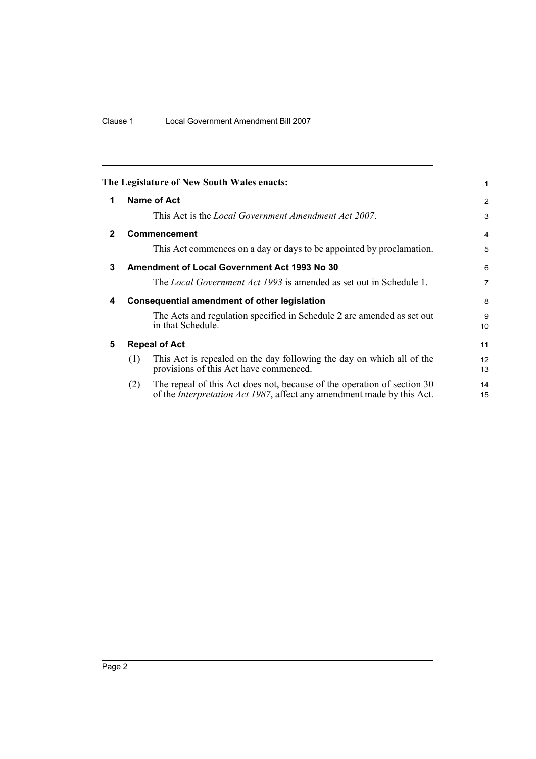**The Legislature of New South Wales enacts:**

## 1 Name of Act

This Act is the *Local Government Amendment Act 2007*.

## 2 Commencement

This Act commences on a day or days to be appointed by proclamation.

## 3 Amendment of Local Government Act 1993 No 30

The *Local Government Act 1993* is amended as set out in Schedule 1.

## 4 Consequential amendment of other legislation

The Acts and regulation specified in Schedule 2 are amended as set out in that Schedule.

## 5 Repeal of Act

(1) This Act is repealed on the day following the day on which all of the provisions of this Act have commenced.

(2) The repeal of this Act does not, because of the operation of section 30 of the *Interpretation Act 1987*, affect any amendment made by this Act.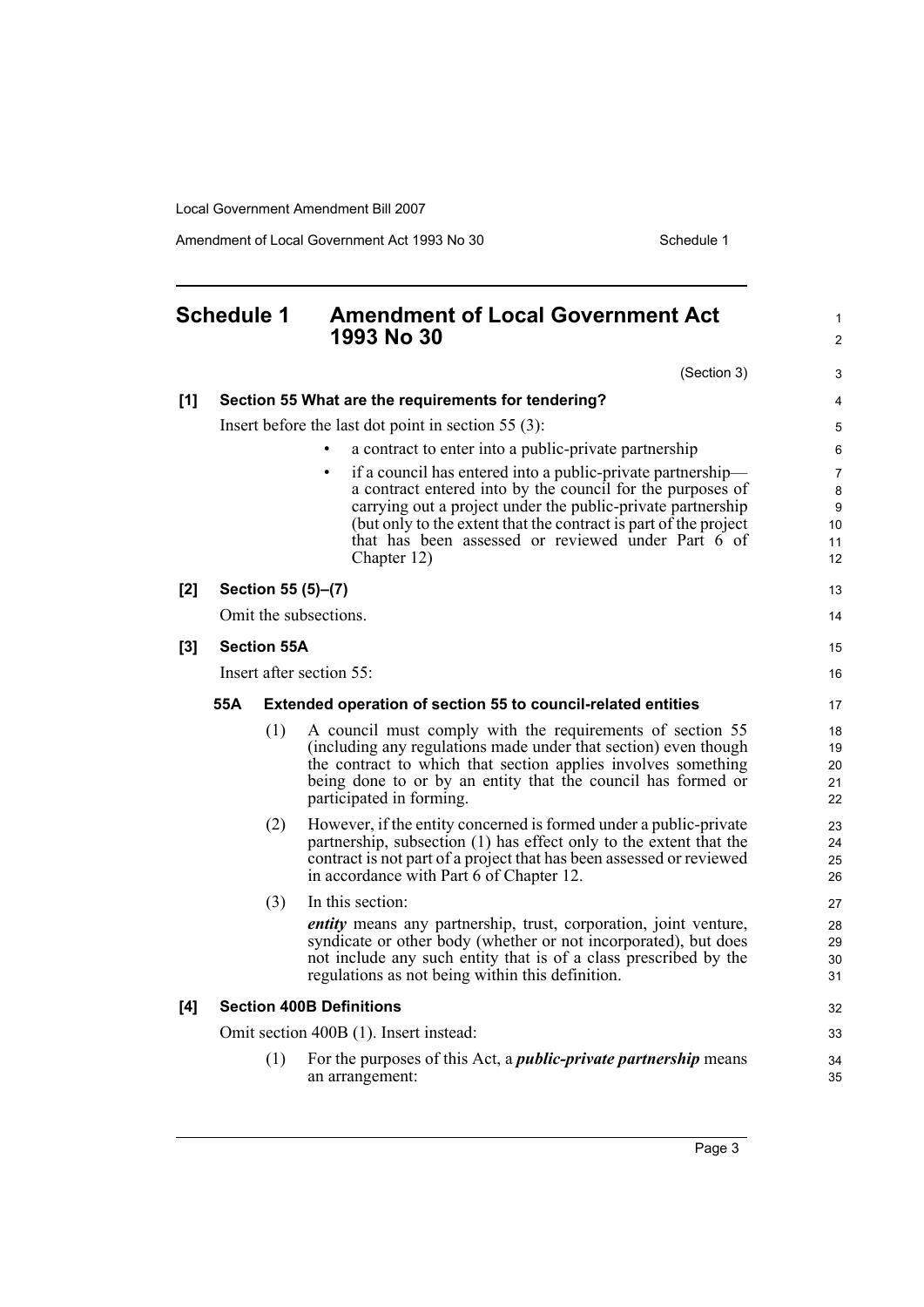## Schedule 1 Amendment of Local Government Act 1993 No 30

(Section 3)

**[1] Section 55 What are the requirements for tendering?**

Insert before the last dot point in section 55 (3):

- a contract to enter into a public-private partnership
- if a council has entered into a public-private partnership—a contract entered into by the council for the purposes of carrying out a project under the public-private partnership (but only to the extent that the contract is part of the project that has been assessed or reviewed under Part 6 of Chapter 12)

**[2] Section 55 (5)–(7)**

Omit the subsections.

**[3] Section 55A**

Insert after section 55:

**55A Extended operation of section 55 to council-related entities**

(1) A council must comply with the requirements of section 55 (including any regulations made under that section) even though the contract to which that section applies involves something being done to or by an entity that the council has formed or participated in forming.

(2) However, if the entity concerned is formed under a public-private partnership, subsection (1) has effect only to the extent that the contract is not part of a project that has been assessed or reviewed in accordance with Part 6 of Chapter 12.

(3) In this section:

***entity*** means any partnership, trust, corporation, joint venture, syndicate or other body (whether or not incorporated), but does not include any such entity that is of a class prescribed by the regulations as not being within this definition.

**[4] Section 400B Definitions**

Omit section 400B (1). Insert instead:

(1) For the purposes of this Act, a ***public-private partnership*** means an arrangement: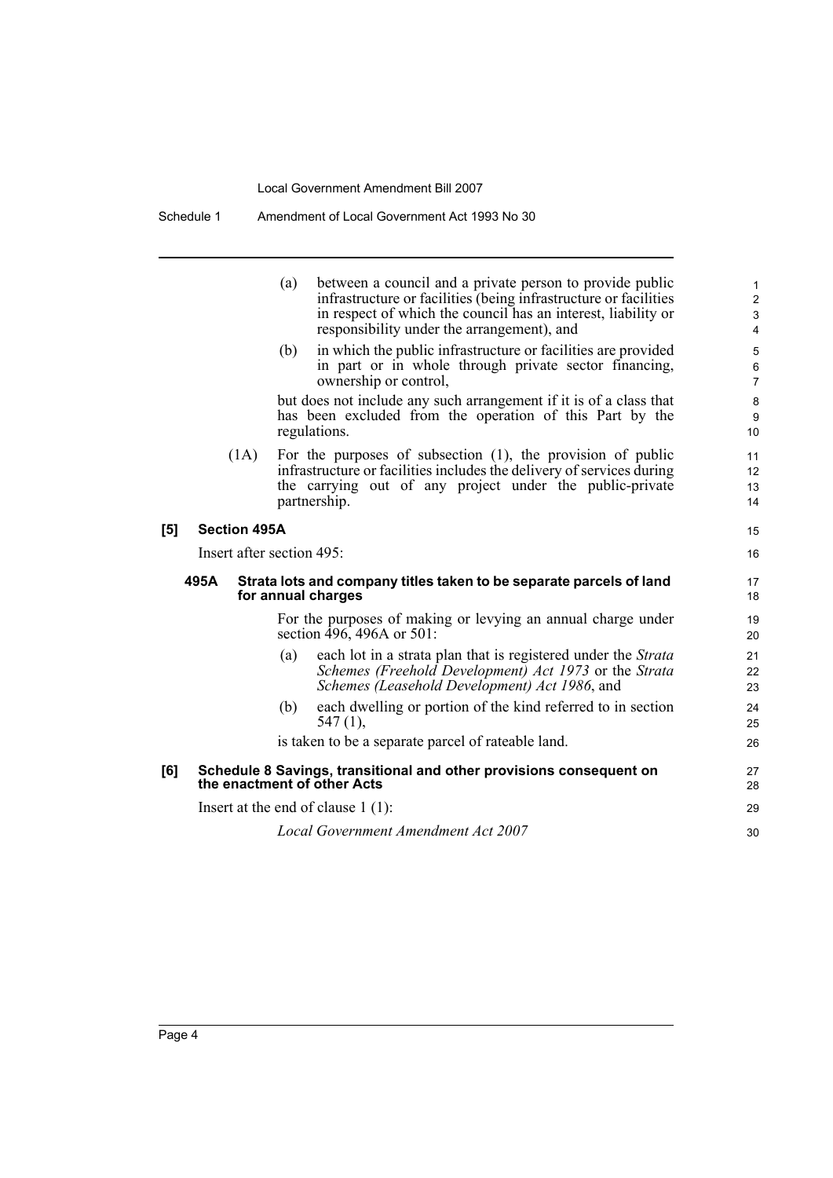(a) between a council and a private person to provide public infrastructure or facilities (being infrastructure or facilities in respect of which the council has an interest, liability or responsibility under the arrangement), and

(b) in which the public infrastructure or facilities are provided in part or in whole through private sector financing, ownership or control,

but does not include any such arrangement if it is of a class that has been excluded from the operation of this Part by the regulations.

(1A) For the purposes of subsection (1), the provision of public infrastructure or facilities includes the delivery of services during the carrying out of any project under the public-private partnership.

**[5] Section 495A**

Insert after section 495:

**495A Strata lots and company titles taken to be separate parcels of land for annual charges**

For the purposes of making or levying an annual charge under section 496, 496A or 501:

(a) each lot in a strata plan that is registered under the *Strata Schemes (Freehold Development) Act 1973* or the *Strata Schemes (Leasehold Development) Act 1986*, and

(b) each dwelling or portion of the kind referred to in section 547 (1),

is taken to be a separate parcel of rateable land.

**[6] Schedule 8 Savings, transitional and other provisions consequent on the enactment of other Acts**

Insert at the end of clause 1 (1):

*Local Government Amendment Act 2007*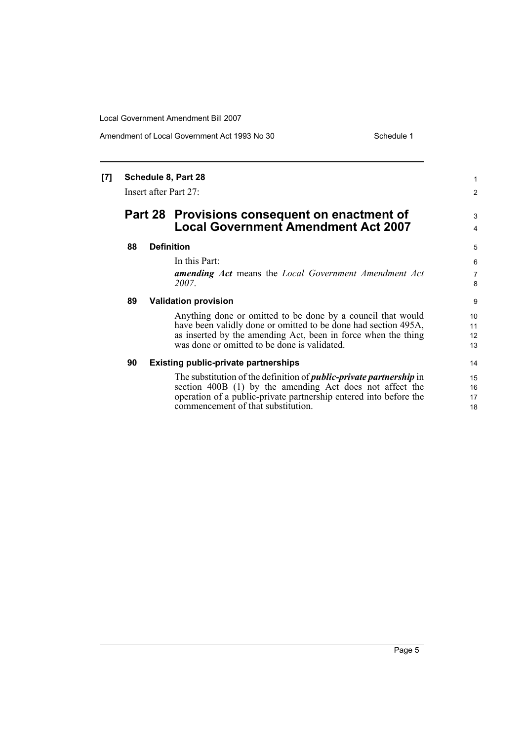**[7] Schedule 8, Part 28**

Insert after Part 27:

## Part 28 Provisions consequent on enactment of Local Government Amendment Act 2007

### 88 Definition

In this Part:

***amending Act*** means the *Local Government Amendment Act 2007*.

### 89 Validation provision

Anything done or omitted to be done by a council that would have been validly done or omitted to be done had section 495A, as inserted by the amending Act, been in force when the thing was done or omitted to be done is validated.

### 90 Existing public-private partnerships

The substitution of the definition of ***public-private partnership*** in section 400B (1) by the amending Act does not affect the operation of a public-private partnership entered into before the commencement of that substitution.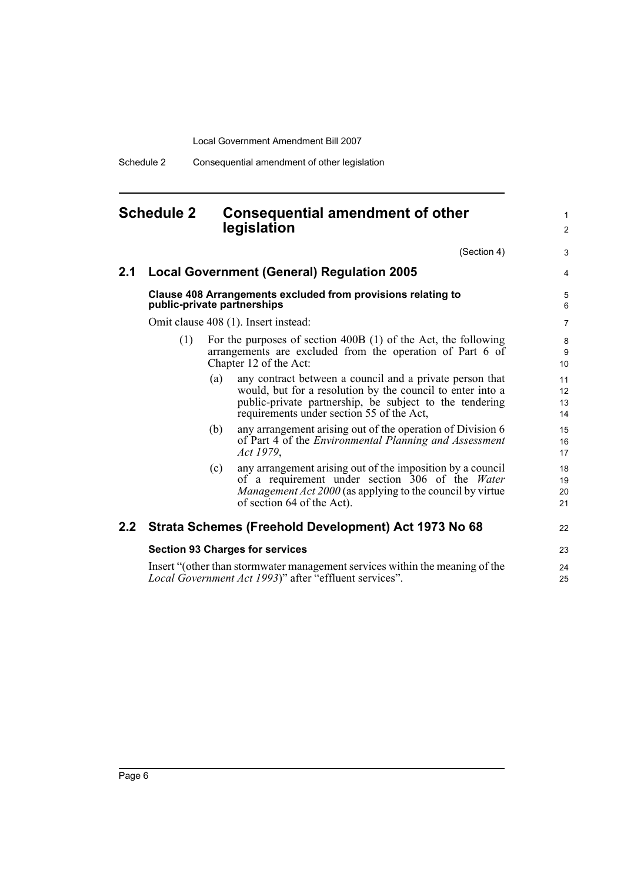## Schedule 2 Consequential amendment of other legislation

(Section 4)

### 2.1 Local Government (General) Regulation 2005

**Clause 408 Arrangements excluded from provisions relating to public-private partnerships**

Omit clause 408 (1). Insert instead:

(1) For the purposes of section 400B (1) of the Act, the following arrangements are excluded from the operation of Part 6 of Chapter 12 of the Act:

(a) any contract between a council and a private person that would, but for a resolution by the council to enter into a public-private partnership, be subject to the tendering requirements under section 55 of the Act,

(b) any arrangement arising out of the operation of Division 6 of Part 4 of the *Environmental Planning and Assessment Act 1979*,

(c) any arrangement arising out of the imposition by a council of a requirement under section 306 of the *Water Management Act 2000* (as applying to the council by virtue of section 64 of the Act).

### 2.2 Strata Schemes (Freehold Development) Act 1973 No 68

**Section 93 Charges for services**

Insert "(other than stormwater management services within the meaning of the *Local Government Act 1993*)" after "effluent services".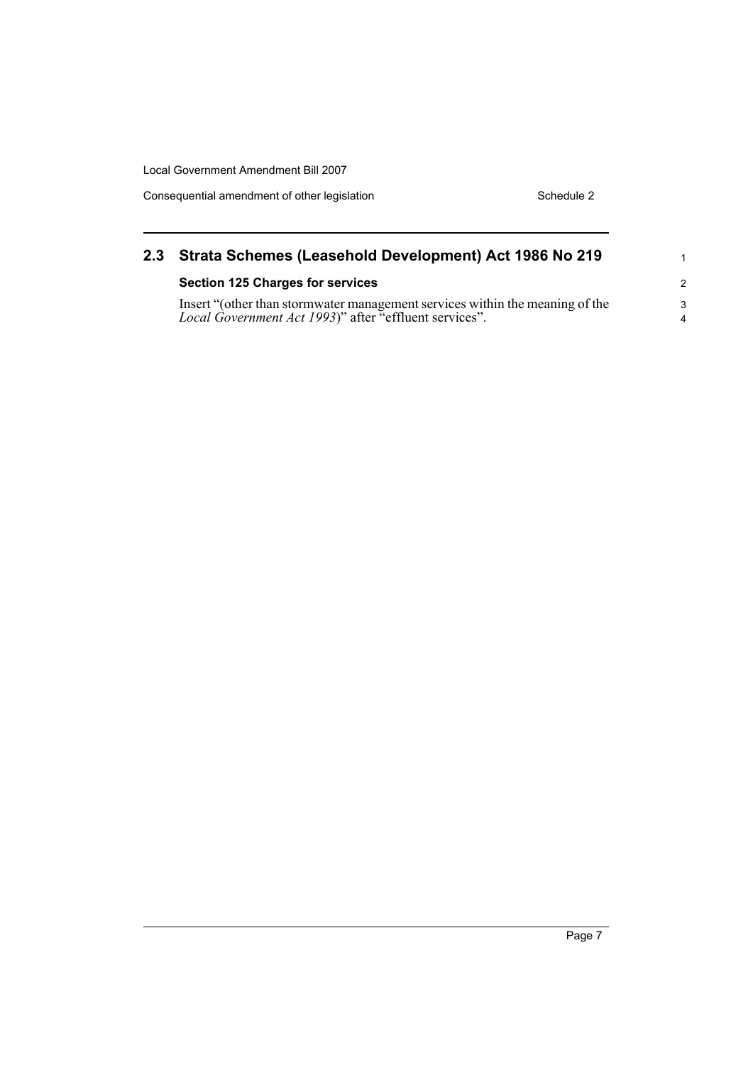## 2.3 Strata Schemes (Leasehold Development) Act 1986 No 219

### Section 125 Charges for services

Insert "(other than stormwater management services within the meaning of the *Local Government Act 1993*)" after "effluent services".